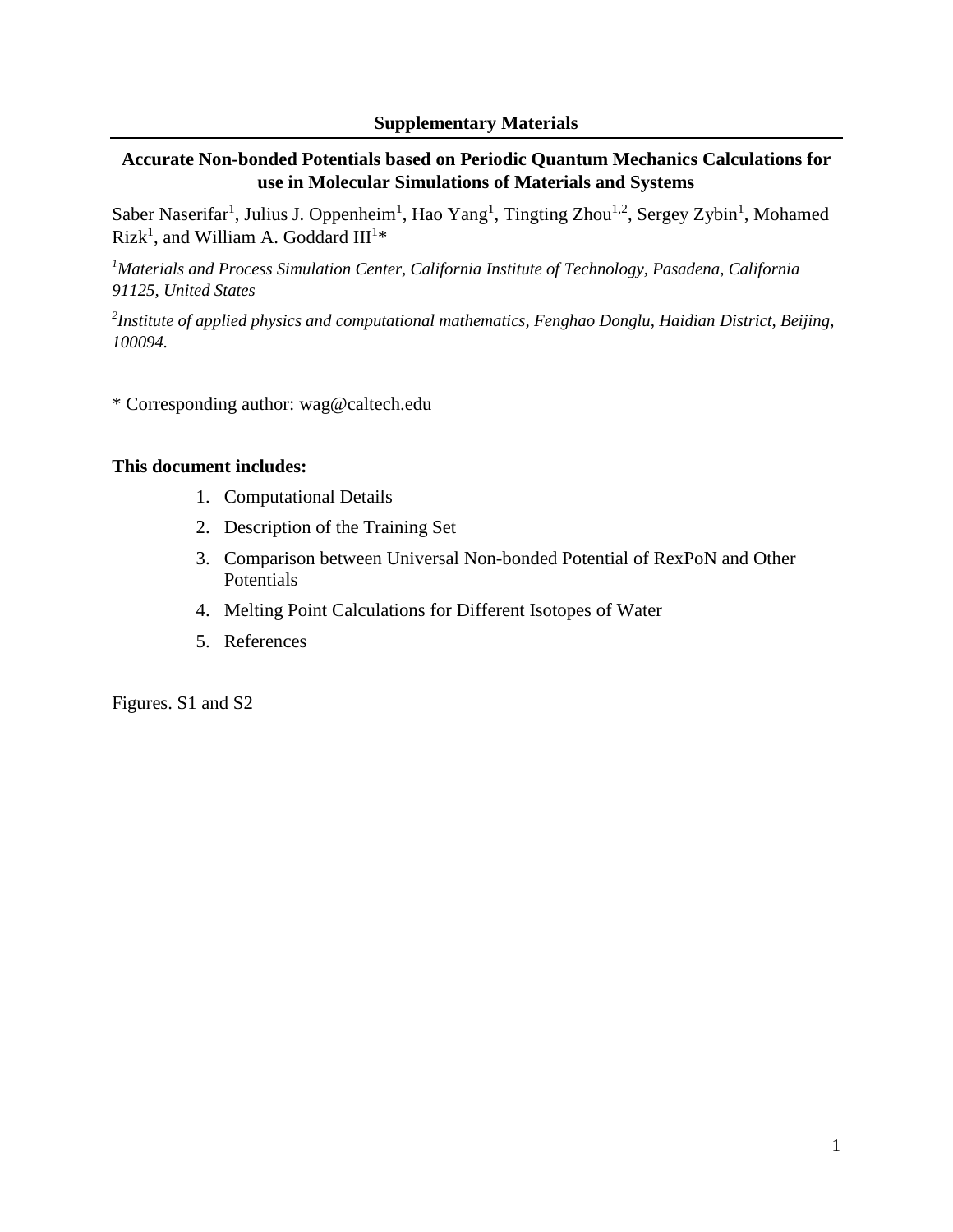**Supplementary Materials**

# Accurate Non-bonded Potentials based on Periodic Quantum Mechanics Calculations for use in Molecular Simulations of Materials and Systems

Saber Naserifar[1], Julius J. Oppenheim[1], Hao Yang[1], Tingting Zhou[1,2], Sergey Zybin[1], Mohamed Rizk[1], and William A. Goddard III[1]*

*[1]Materials and Process Simulation Center, California Institute of Technology, Pasadena, California 91125, United States*

*[2]Institute of applied physics and computational mathematics, Fenghao Donglu, Haidian District, Beijing, 100094.*

* Corresponding author: wag@caltech.edu

**This document includes:**

1. Computational Details
2. Description of the Training Set
3. Comparison between Universal Non-bonded Potential of RexPoN and Other Potentials
4. Melting Point Calculations for Different Isotopes of Water
5. References

Figures. S1 and S2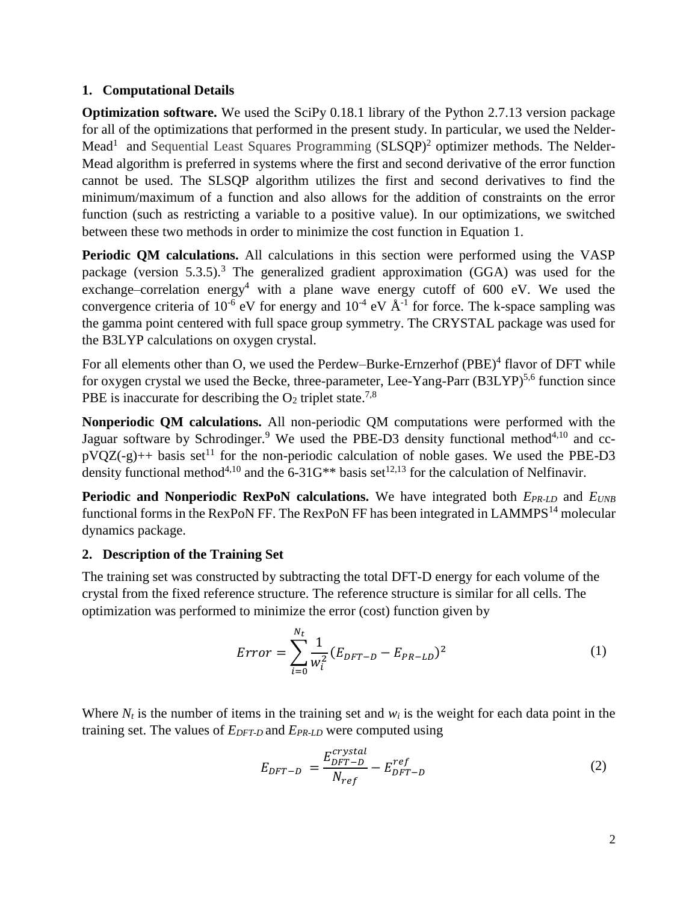## 1. Computational Details

**Optimization software.** We used the SciPy 0.18.1 library of the Python 2.7.13 version package for all of the optimizations that performed in the present study. In particular, we used the Nelder-Mead[1] and Sequential Least Squares Programming (SLSQP)[2] optimizer methods. The Nelder-Mead algorithm is preferred in systems where the first and second derivative of the error function cannot be used. The SLSQP algorithm utilizes the first and second derivatives to find the minimum/maximum of a function and also allows for the addition of constraints on the error function (such as restricting a variable to a positive value). In our optimizations, we switched between these two methods in order to minimize the cost function in Equation 1.

**Periodic QM calculations.** All calculations in this section were performed using the VASP package (version 5.3.5).[3] The generalized gradient approximation (GGA) was used for the exchange–correlation energy[4] with a plane wave energy cutoff of 600 eV. We used the convergence criteria of $10^{-6}$ eV for energy and $10^{-4}$ eV Å$^{-1}$ for force. The k-space sampling was the gamma point centered with full space group symmetry. The CRYSTAL package was used for the B3LYP calculations on oxygen crystal.

For all elements other than O, we used the Perdew–Burke-Ernzerhof (PBE)[4] flavor of DFT while for oxygen crystal we used the Becke, three-parameter, Lee-Yang-Parr (B3LYP)[5,6] function since PBE is inaccurate for describing the $O_2$ triplet state.[7,8]

**Nonperiodic QM calculations.** All non-periodic QM computations were performed with the Jaguar software by Schrodinger.[9] We used the PBE-D3 density functional method[4,10] and cc-pVQZ(-g)++ basis set[11] for the non-periodic calculation of noble gases. We used the PBE-D3 density functional method[4,10] and the 6-31G** basis set[12,13] for the calculation of Nelfinavir.

**Periodic and Nonperiodic RexPoN calculations.** We have integrated both $E_{PR-LD}$ and $E_{UNB}$ functional forms in the RexPoN FF. The RexPoN FF has been integrated in LAMMPS[14] molecular dynamics package.

## 2. Description of the Training Set

The training set was constructed by subtracting the total DFT-D energy for each volume of the crystal from the fixed reference structure. The reference structure is similar for all cells. The optimization was performed to minimize the error (cost) function given by

$$Error = \sum_{i=0}^{N_t} \frac{1}{w_i^2} (E_{DFT-D} - E_{PR-LD})^2 \tag{1}$$

Where $N_t$ is the number of items in the training set and $w_i$ is the weight for each data point in the training set. The values of $E_{DFT-D}$ and $E_{PR-LD}$ were computed using

$$E_{DFT-D} = \frac{E_{DFT-D}^{crystal}}{N_{ref}} - E_{DFT-D}^{ref} \tag{2}$$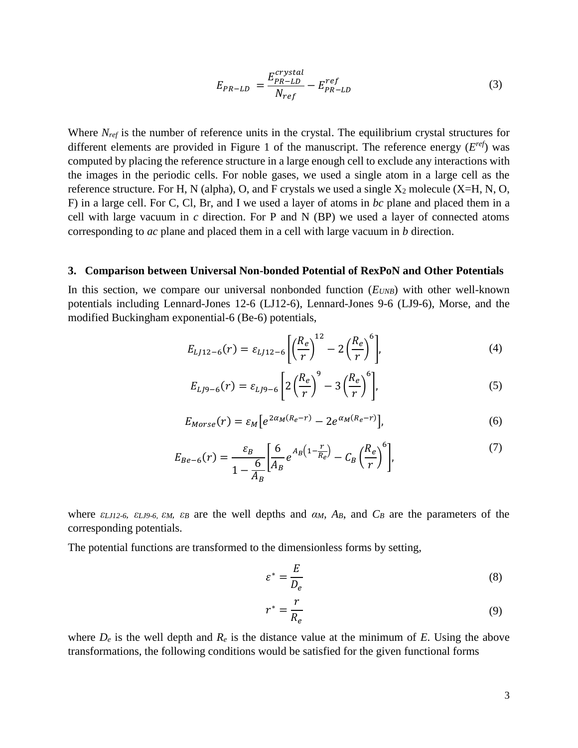$$E_{PR-LD} = \frac{E_{PR-LD}^{crystal}}{N_{ref}} - E_{PR-LD}^{ref} \tag{3}$$

Where $N_{ref}$ is the number of reference units in the crystal. The equilibrium crystal structures for different elements are provided in Figure 1 of the manuscript. The reference energy ($E^{ref}$) was computed by placing the reference structure in a large enough cell to exclude any interactions with the images in the periodic cells. For noble gases, we used a single atom in a large cell as the reference structure. For H, N (alpha), O, and F crystals we used a single $X_2$ molecule (X=H, N, O, F) in a large cell. For C, Cl, Br, and I we used a layer of atoms in *bc* plane and placed them in a cell with large vacuum in *c* direction. For P and N (BP) we used a layer of connected atoms corresponding to *ac* plane and placed them in a cell with large vacuum in *b* direction.

### 3. Comparison between Universal Non-bonded Potential of RexPoN and Other Potentials

In this section, we compare our universal nonbonded function ($E_{UNB}$) with other well-known potentials including Lennard-Jones 12-6 (LJ12-6), Lennard-Jones 9-6 (LJ9-6), Morse, and the modified Buckingham exponential-6 (Be-6) potentials,

$$E_{LJ12-6}(r) = \varepsilon_{LJ12-6}\left[\left(\frac{R_e}{r}\right)^{12} - 2\left(\frac{R_e}{r}\right)^{6}\right], \tag{4}$$

$$E_{LJ9-6}(r) = \varepsilon_{LJ9-6}\left[2\left(\frac{R_e}{r}\right)^{9} - 3\left(\frac{R_e}{r}\right)^{6}\right], \tag{5}$$

$$E_{Morse}(r) = \varepsilon_M\left[e^{2\alpha_M(R_e - r)} - 2e^{\alpha_M(R_e - r)}\right], \tag{6}$$

$$E_{Be-6}(r) = \frac{\varepsilon_B}{1 - \frac{6}{A_B}}\left[\frac{6}{A_B}e^{A_B\left(1 - \frac{r}{R_e}\right)} - C_B\left(\frac{R_e}{r}\right)^{6}\right], \tag{7}$$

where $\varepsilon_{LJ12-6}$, $\varepsilon_{LJ9-6}$, $\varepsilon_M$, $\varepsilon_B$ are the well depths and $\alpha_M$, $A_B$, and $C_B$ are the parameters of the corresponding potentials.

The potential functions are transformed to the dimensionless forms by setting,

$$\varepsilon^* = \frac{E}{D_e} \tag{8}$$

$$r^* = \frac{r}{R_e} \tag{9}$$

where $D_e$ is the well depth and $R_e$ is the distance value at the minimum of $E$. Using the above transformations, the following conditions would be satisfied for the given functional forms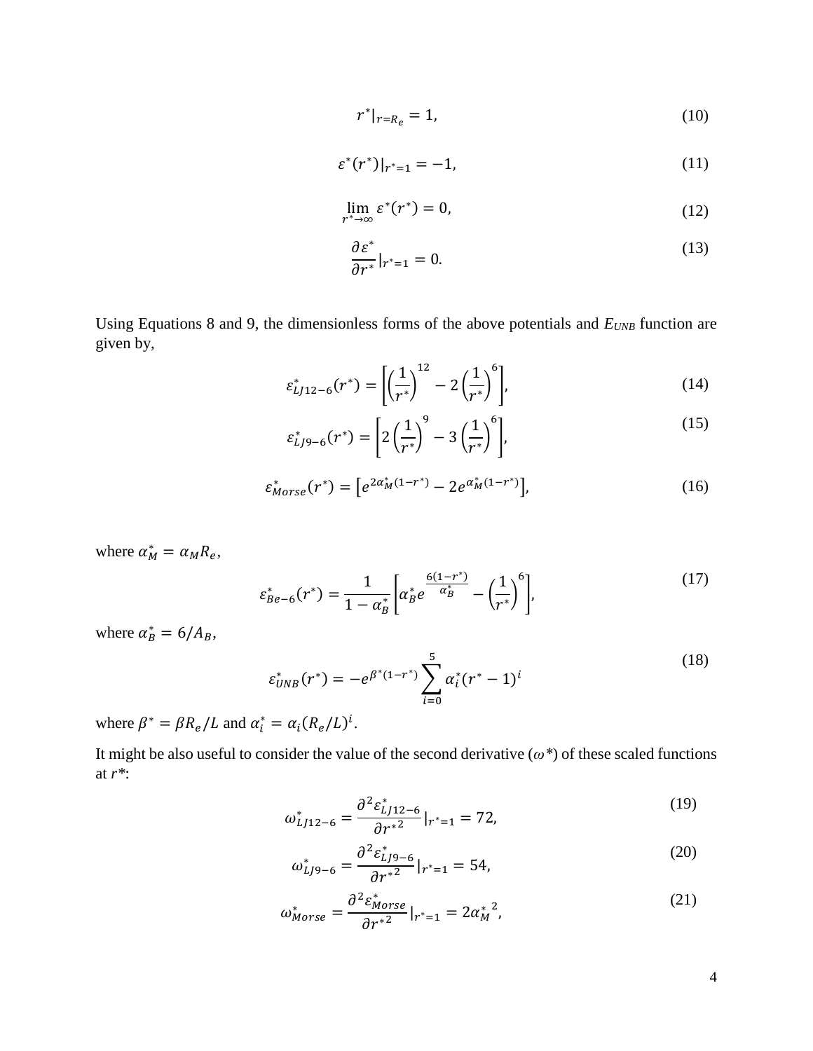$$r^*|_{r=R_e} = 1, \tag{10}$$

$$\varepsilon^*(r^*)|_{r^*=1} = -1, \tag{11}$$

$$\lim_{r^* \to \infty} \varepsilon^*(r^*) = 0, \tag{12}$$

$$\frac{\partial \varepsilon^*}{\partial r^*}|_{r^*=1} = 0. \tag{13}$$

Using Equations 8 and 9, the dimensionless forms of the above potentials and $E_{UNB}$ function are given by,

$$\varepsilon^*_{LJ12-6}(r^*) = \left[\left(\frac{1}{r^*}\right)^{12} - 2\left(\frac{1}{r^*}\right)^{6}\right], \tag{14}$$

$$\varepsilon^*_{LJ9-6}(r^*) = \left[2\left(\frac{1}{r^*}\right)^{9} - 3\left(\frac{1}{r^*}\right)^{6}\right], \tag{15}$$

$$\varepsilon^*_{Morse}(r^*) = \left[e^{2\alpha^*_M(1-r^*)} - 2e^{\alpha^*_M(1-r^*)}\right], \tag{16}$$

where $\alpha^*_M = \alpha_M R_e$,

$$\varepsilon^*_{Be-6}(r^*) = \frac{1}{1-\alpha^*_B}\left[\alpha^*_B e^{\frac{6(1-r^*)}{\alpha^*_B}} - \left(\frac{1}{r^*}\right)^{6}\right], \tag{17}$$

where $\alpha^*_B = 6/A_B$,

$$\varepsilon^*_{UNB}(r^*) = -e^{\beta^*(1-r^*)}\sum_{i=0}^{5}\alpha^*_i(r^*-1)^i \tag{18}$$

where $\beta^* = \beta R_e/L$ and $\alpha^*_i = \alpha_i(R_e/L)^i$.

It might be also useful to consider the value of the second derivative ($\omega^*$) of these scaled functions at $r^*$:

$$\omega^*_{LJ12-6} = \frac{\partial^2 \varepsilon^*_{LJ12-6}}{\partial {r^*}^2}|_{r^*=1} = 72, \tag{19}$$

$$\omega^*_{LJ9-6} = \frac{\partial^2 \varepsilon^*_{LJ9-6}}{\partial {r^*}^2}|_{r^*=1} = 54, \tag{20}$$

$$\omega^*_{Morse} = \frac{\partial^2 \varepsilon^*_{Morse}}{\partial {r^*}^2}|_{r^*=1} = 2{\alpha^*_M}^2, \tag{21}$$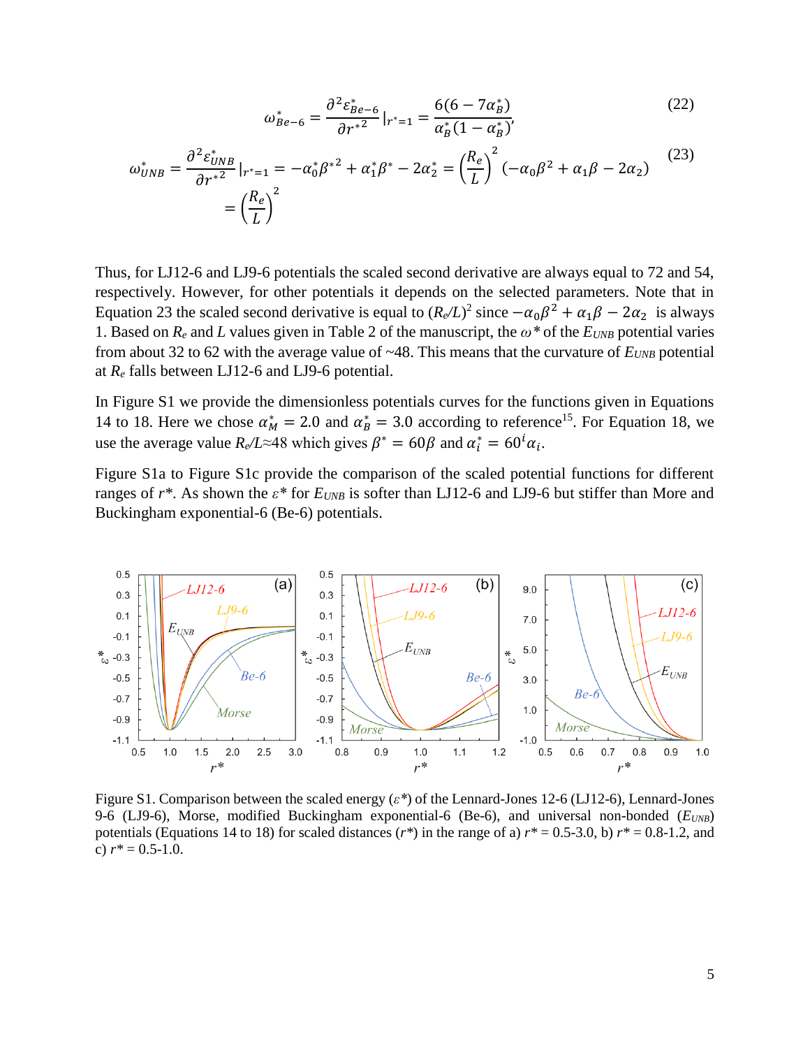$$\omega^*_{Be-6} = \frac{\partial^2 \varepsilon^*_{Be-6}}{\partial r^{*2}}\Big|_{r^*=1} = \frac{6(6-7\alpha^*_B)}{\alpha^*_B(1-\alpha^*_B)}, \tag{22}$$

$$\omega^*_{UNB} = \frac{\partial^2 \varepsilon^*_{UNB}}{\partial r^{*2}}\Big|_{r^*=1} = -\alpha^*_0\beta^{*2} + \alpha^*_1\beta^* - 2\alpha^*_2 = \left(\frac{R_e}{L}\right)^2(-\alpha_0\beta^2 + \alpha_1\beta - 2\alpha_2) = \left(\frac{R_e}{L}\right)^2 \tag{23}$$

Thus, for LJ12-6 and LJ9-6 potentials the scaled second derivative are always equal to 72 and 54, respectively. However, for other potentials it depends on the selected parameters. Note that in Equation 23 the scaled second derivative is equal to $(R_e/L)^2$ since $-\alpha_0\beta^2 + \alpha_1\beta - 2\alpha_2$ is always 1. Based on $R_e$ and $L$ values given in Table 2 of the manuscript, the $\omega^*$ of the $E_{UNB}$ potential varies from about 32 to 62 with the average value of ~48. This means that the curvature of $E_{UNB}$ potential at $R_e$ falls between LJ12-6 and LJ9-6 potential.

In Figure S1 we provide the dimensionless potentials curves for the functions given in Equations 14 to 18. Here we chose $\alpha^*_M = 2.0$ and $\alpha^*_B = 3.0$ according to reference[15]. For Equation 18, we use the average value $R_e/L \approx 48$ which gives $\beta^* = 60\beta$ and $\alpha^*_i = 60^i\alpha_i$.

Figure S1a to Figure S1c provide the comparison of the scaled potential functions for different ranges of $r^*$. As shown the $\varepsilon^*$ for $E_{UNB}$ is softer than LJ12-6 and LJ9-6 but stiffer than More and Buckingham exponential-6 (Be-6) potentials.

Figure S1. Comparison between the scaled energy ($\varepsilon^*$) of the Lennard-Jones 12-6 (LJ12-6), Lennard-Jones 9-6 (LJ9-6), Morse, modified Buckingham exponential-6 (Be-6), and universal non-bonded ($E_{UNB}$) potentials (Equations 14 to 18) for scaled distances ($r^*$) in the range of a) $r^* = 0.5$-3.0, b) $r^* = 0.8$-1.2, and c) $r^* = 0.5$-1.0.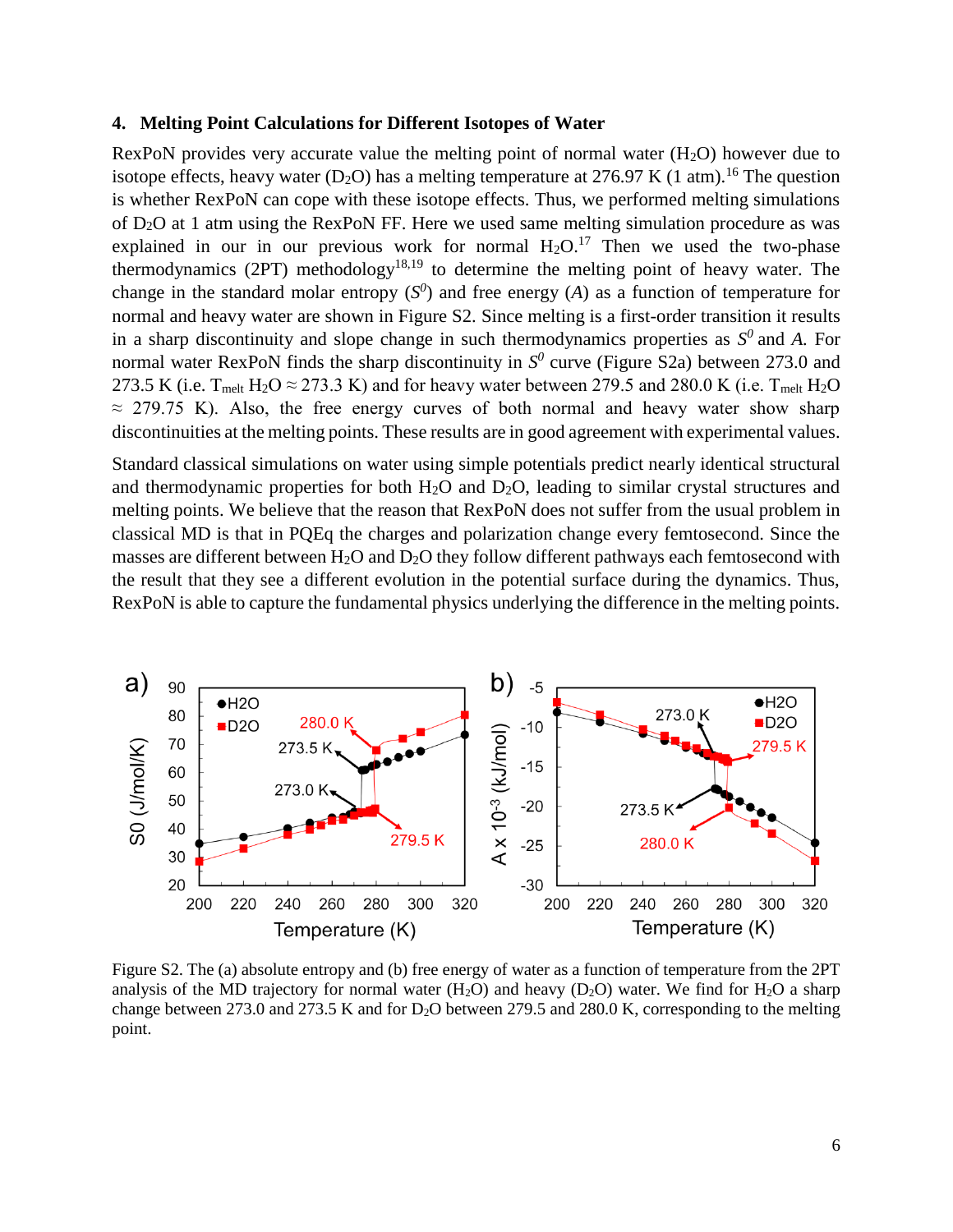## 4. Melting Point Calculations for Different Isotopes of Water

RexPoN provides very accurate value the melting point of normal water ($H_2O$) however due to isotope effects, heavy water ($D_2O$) has a melting temperature at 276.97 K (1 atm).[16] The question is whether RexPoN can cope with these isotope effects. Thus, we performed melting simulations of $D_2O$ at 1 atm using the RexPoN FF. Here we used same melting simulation procedure as was explained in our in our previous work for normal $H_2O$.[17] Then we used the two-phase thermodynamics (2PT) methodology[18,19] to determine the melting point of heavy water. The change in the standard molar entropy ($S^0$) and free energy ($A$) as a function of temperature for normal and heavy water are shown in Figure S2. Since melting is a first-order transition it results in a sharp discontinuity and slope change in such thermodynamics properties as $S^0$ and $A$. For normal water RexPoN finds the sharp discontinuity in $S^0$ curve (Figure S2a) between 273.0 and 273.5 K (i.e. $T_{melt}$ $H_2O \approx 273.3$ K) and for heavy water between 279.5 and 280.0 K (i.e. $T_{melt}$ $H_2O \approx 279.75$ K). Also, the free energy curves of both normal and heavy water show sharp discontinuities at the melting points. These results are in good agreement with experimental values.

Standard classical simulations on water using simple potentials predict nearly identical structural and thermodynamic properties for both $H_2O$ and $D_2O$, leading to similar crystal structures and melting points. We believe that the reason that RexPoN does not suffer from the usual problem in classical MD is that in PQEq the charges and polarization change every femtosecond. Since the masses are different between $H_2O$ and $D_2O$ they follow different pathways each femtosecond with the result that they see a different evolution in the potential surface during the dynamics. Thus, RexPoN is able to capture the fundamental physics underlying the difference in the melting points.

Figure S2. The (a) absolute entropy and (b) free energy of water as a function of temperature from the 2PT analysis of the MD trajectory for normal water ($H_2O$) and heavy ($D_2O$) water. We find for $H_2O$ a sharp change between 273.0 and 273.5 K and for $D_2O$ between 279.5 and 280.0 K, corresponding to the melting point.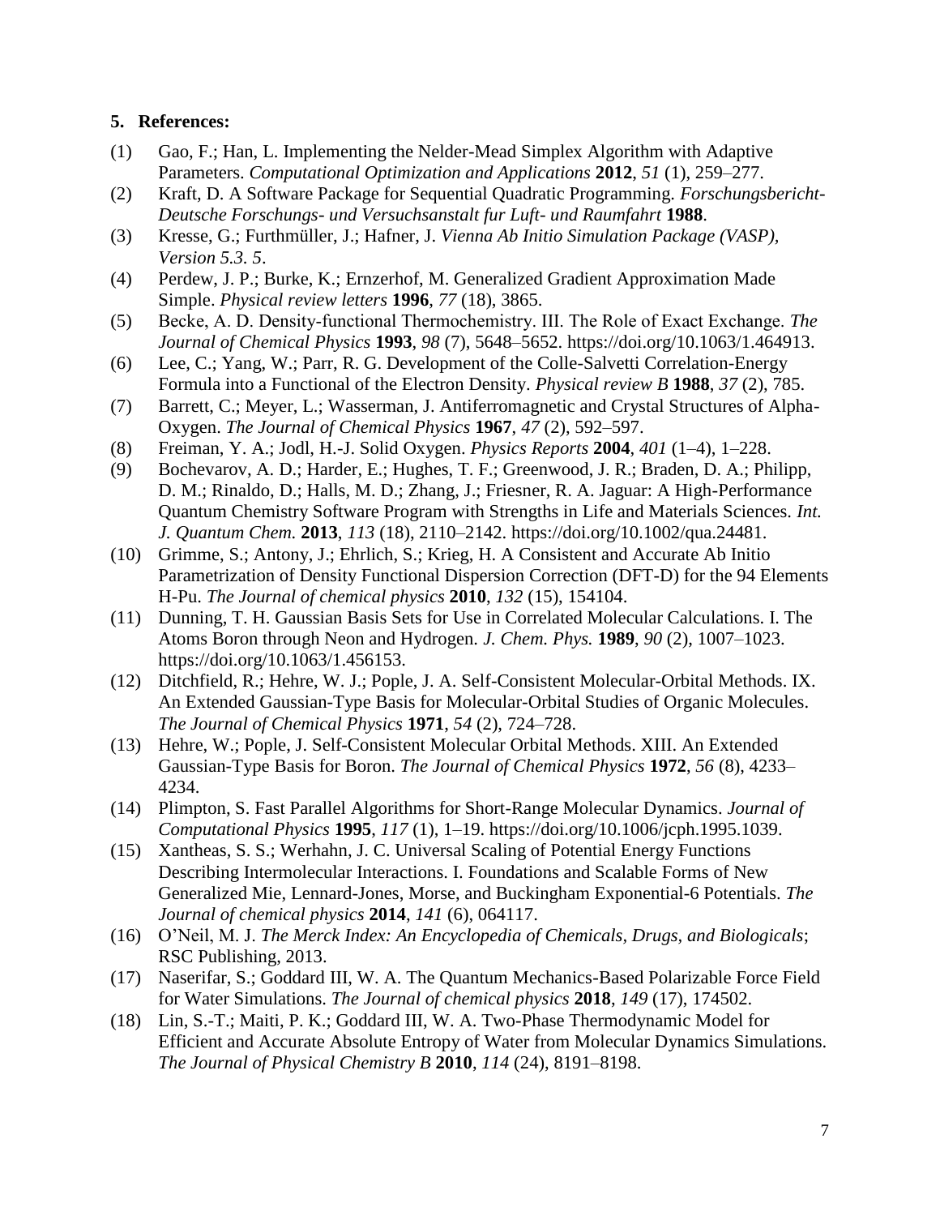## 5. References:

(1) Gao, F.; Han, L. Implementing the Nelder-Mead Simplex Algorithm with Adaptive Parameters. *Computational Optimization and Applications* **2012**, *51* (1), 259–277.

(2) Kraft, D. A Software Package for Sequential Quadratic Programming. *Forschungsbericht-Deutsche Forschungs- und Versuchsanstalt fur Luft- und Raumfahrt* **1988**.

(3) Kresse, G.; Furthmüller, J.; Hafner, J. *Vienna Ab Initio Simulation Package (VASP), Version 5.3. 5*.

(4) Perdew, J. P.; Burke, K.; Ernzerhof, M. Generalized Gradient Approximation Made Simple. *Physical review letters* **1996**, *77* (18), 3865.

(5) Becke, A. D. Density-functional Thermochemistry. III. The Role of Exact Exchange. *The Journal of Chemical Physics* **1993**, *98* (7), 5648–5652. https://doi.org/10.1063/1.464913.

(6) Lee, C.; Yang, W.; Parr, R. G. Development of the Colle-Salvetti Correlation-Energy Formula into a Functional of the Electron Density. *Physical review B* **1988**, *37* (2), 785.

(7) Barrett, C.; Meyer, L.; Wasserman, J. Antiferromagnetic and Crystal Structures of Alpha-Oxygen. *The Journal of Chemical Physics* **1967**, *47* (2), 592–597.

(8) Freiman, Y. A.; Jodl, H.-J. Solid Oxygen. *Physics Reports* **2004**, *401* (1–4), 1–228.

(9) Bochevarov, A. D.; Harder, E.; Hughes, T. F.; Greenwood, J. R.; Braden, D. A.; Philipp, D. M.; Rinaldo, D.; Halls, M. D.; Zhang, J.; Friesner, R. A. Jaguar: A High-Performance Quantum Chemistry Software Program with Strengths in Life and Materials Sciences. *Int. J. Quantum Chem.* **2013**, *113* (18), 2110–2142. https://doi.org/10.1002/qua.24481.

(10) Grimme, S.; Antony, J.; Ehrlich, S.; Krieg, H. A Consistent and Accurate Ab Initio Parametrization of Density Functional Dispersion Correction (DFT-D) for the 94 Elements H-Pu. *The Journal of chemical physics* **2010**, *132* (15), 154104.

(11) Dunning, T. H. Gaussian Basis Sets for Use in Correlated Molecular Calculations. I. The Atoms Boron through Neon and Hydrogen. *J. Chem. Phys.* **1989**, *90* (2), 1007–1023. https://doi.org/10.1063/1.456153.

(12) Ditchfield, R.; Hehre, W. J.; Pople, J. A. Self-Consistent Molecular-Orbital Methods. IX. An Extended Gaussian-Type Basis for Molecular-Orbital Studies of Organic Molecules. *The Journal of Chemical Physics* **1971**, *54* (2), 724–728.

(13) Hehre, W.; Pople, J. Self-Consistent Molecular Orbital Methods. XIII. An Extended Gaussian-Type Basis for Boron. *The Journal of Chemical Physics* **1972**, *56* (8), 4233–4234.

(14) Plimpton, S. Fast Parallel Algorithms for Short-Range Molecular Dynamics. *Journal of Computational Physics* **1995**, *117* (1), 1–19. https://doi.org/10.1006/jcph.1995.1039.

(15) Xantheas, S. S.; Werhahn, J. C. Universal Scaling of Potential Energy Functions Describing Intermolecular Interactions. I. Foundations and Scalable Forms of New Generalized Mie, Lennard-Jones, Morse, and Buckingham Exponential-6 Potentials. *The Journal of chemical physics* **2014**, *141* (6), 064117.

(16) O'Neil, M. J. *The Merck Index: An Encyclopedia of Chemicals, Drugs, and Biologicals*; RSC Publishing, 2013.

(17) Naserifar, S.; Goddard III, W. A. The Quantum Mechanics-Based Polarizable Force Field for Water Simulations. *The Journal of chemical physics* **2018**, *149* (17), 174502.

(18) Lin, S.-T.; Maiti, P. K.; Goddard III, W. A. Two-Phase Thermodynamic Model for Efficient and Accurate Absolute Entropy of Water from Molecular Dynamics Simulations. *The Journal of Physical Chemistry B* **2010**, *114* (24), 8191–8198.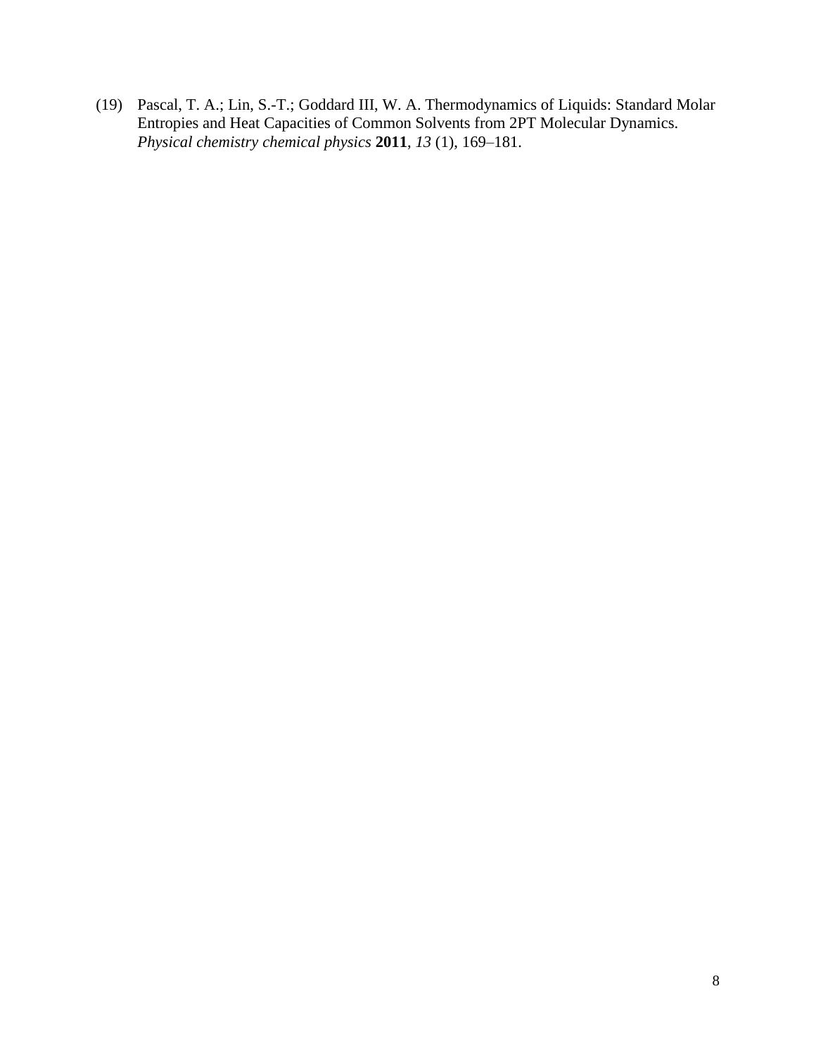(19) Pascal, T. A.; Lin, S.-T.; Goddard III, W. A. Thermodynamics of Liquids: Standard Molar Entropies and Heat Capacities of Common Solvents from 2PT Molecular Dynamics. *Physical chemistry chemical physics* **2011**, *13* (1), 169–181.